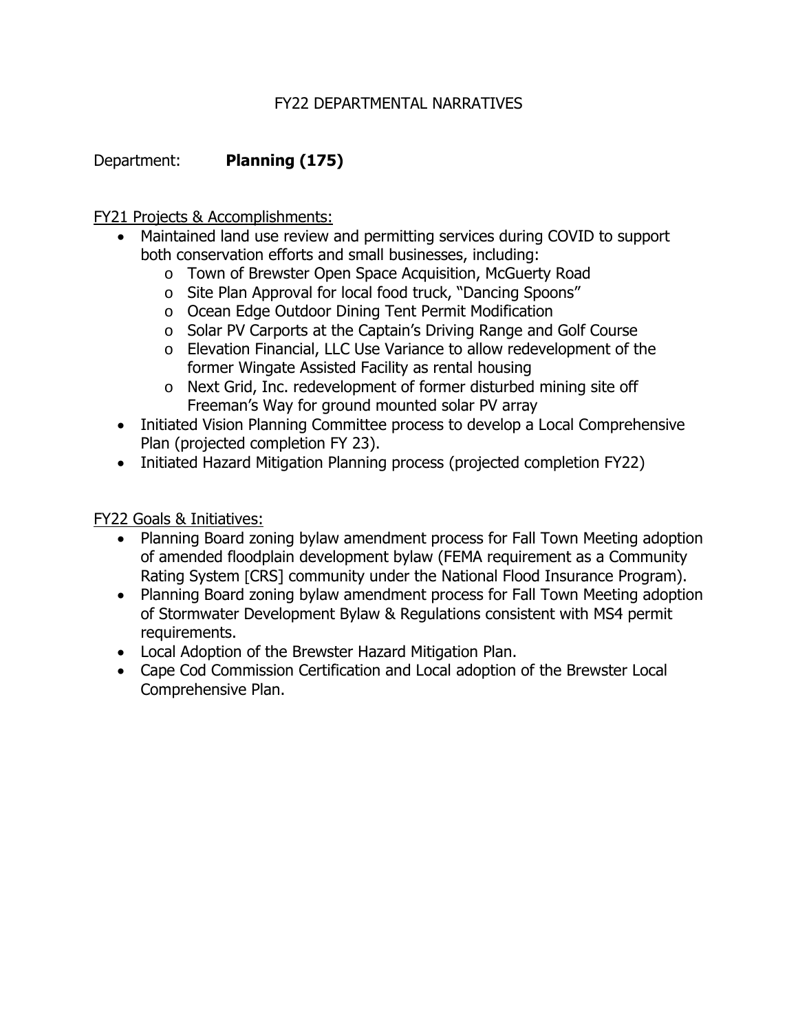# FY22 DEPARTMENTAL NARRATIVES

Department: **Planning (175)**

FY21 Projects & Accomplishments:

- Maintained land use review and permitting services during COVID to support both conservation efforts and small businesses, including:
  - Town of Brewster Open Space Acquisition, McGuerty Road
  - Site Plan Approval for local food truck, "Dancing Spoons"
  - Ocean Edge Outdoor Dining Tent Permit Modification
  - Solar PV Carports at the Captain's Driving Range and Golf Course
  - Elevation Financial, LLC Use Variance to allow redevelopment of the former Wingate Assisted Facility as rental housing
  - Next Grid, Inc. redevelopment of former disturbed mining site off Freeman's Way for ground mounted solar PV array
- Initiated Vision Planning Committee process to develop a Local Comprehensive Plan (projected completion FY 23).
- Initiated Hazard Mitigation Planning process (projected completion FY22)

FY22 Goals & Initiatives:

- Planning Board zoning bylaw amendment process for Fall Town Meeting adoption of amended floodplain development bylaw (FEMA requirement as a Community Rating System [CRS] community under the National Flood Insurance Program).
- Planning Board zoning bylaw amendment process for Fall Town Meeting adoption of Stormwater Development Bylaw & Regulations consistent with MS4 permit requirements.
- Local Adoption of the Brewster Hazard Mitigation Plan.
- Cape Cod Commission Certification and Local adoption of the Brewster Local Comprehensive Plan.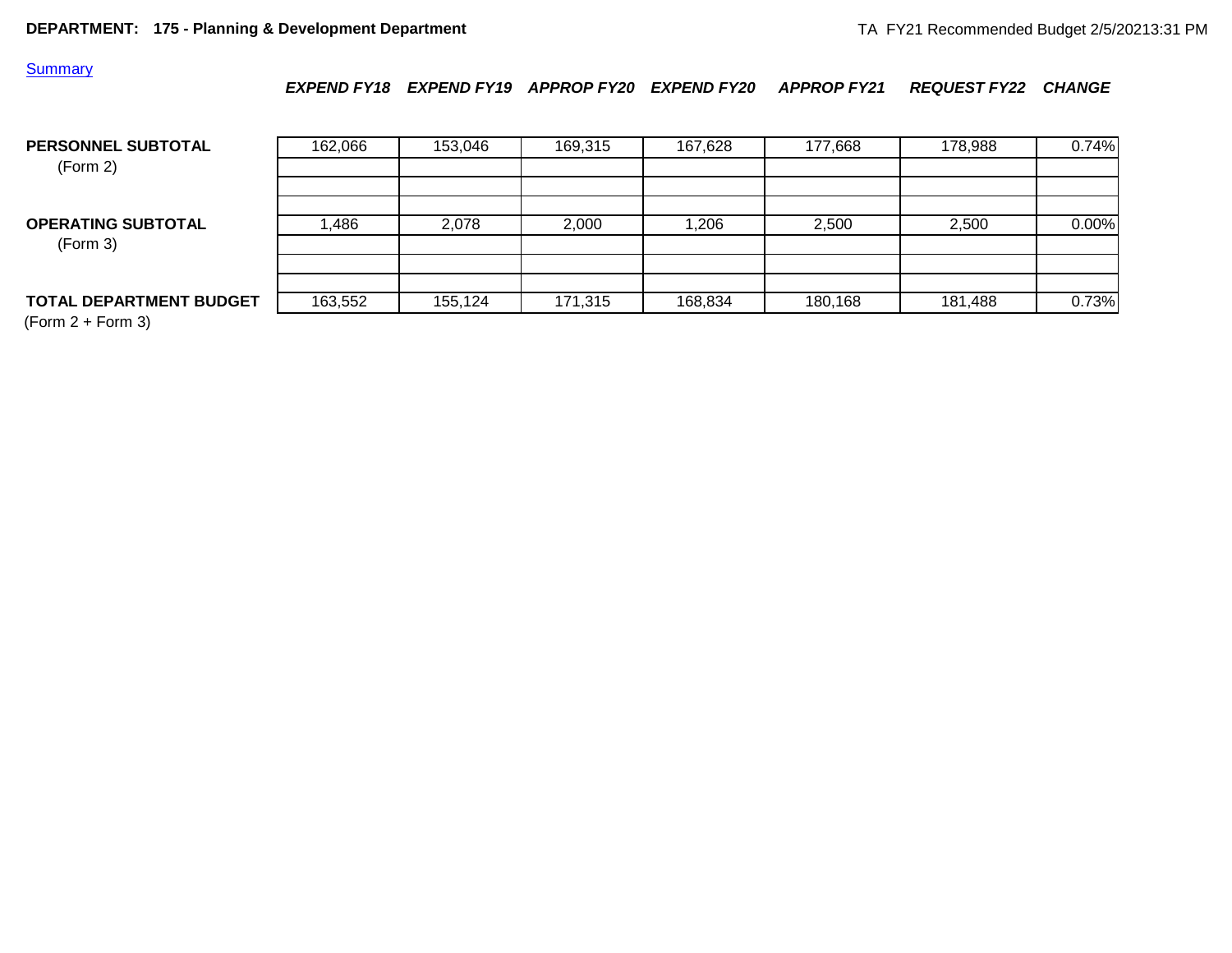**DEPARTMENT: 175 - Planning & Development Department**

TA FY21 Recommended Budget 2/5/20213:31 PM

Summary

| | *EXPEND FY18* | *EXPEND FY19* | *APPROP FY20* | *EXPEND FY20* | *APPROP FY21* | *REQUEST FY22* | *CHANGE* |
|---|---|---|---|---|---|---|---|
| **PERSONNEL SUBTOTAL** (Form 2) | 162,066 | 153,046 | 169,315 | 167,628 | 177,668 | 178,988 | 0.74% |
| **OPERATING SUBTOTAL** (Form 3) | 1,486 | 2,078 | 2,000 | 1,206 | 2,500 | 2,500 | 0.00% |
| **TOTAL DEPARTMENT BUDGET** (Form 2 + Form 3) | 163,552 | 155,124 | 171,315 | 168,834 | 180,168 | 181,488 | 0.73% |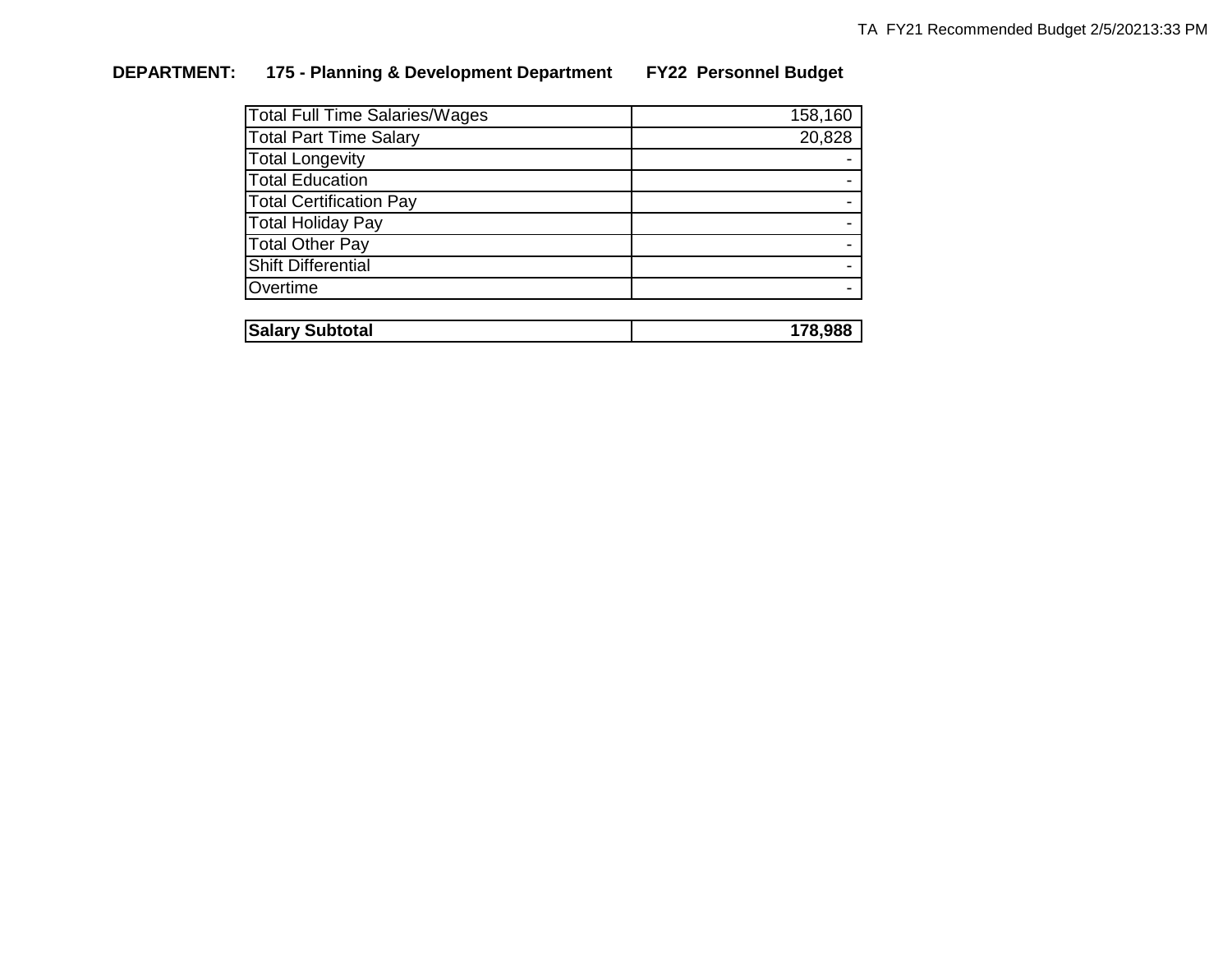**DEPARTMENT: 175 - Planning & Development Department FY22 Personnel Budget**

| | |
|---|---:|
| Total Full Time Salaries/Wages | 158,160 |
| Total Part Time Salary | 20,828 |
| Total Longevity | - |
| Total Education | - |
| Total Certification Pay | - |
| Total Holiday Pay | - |
| Total Other Pay | - |
| Shift Differential | - |
| Overtime | - |
| | |
| **Salary Subtotal** | **178,988** |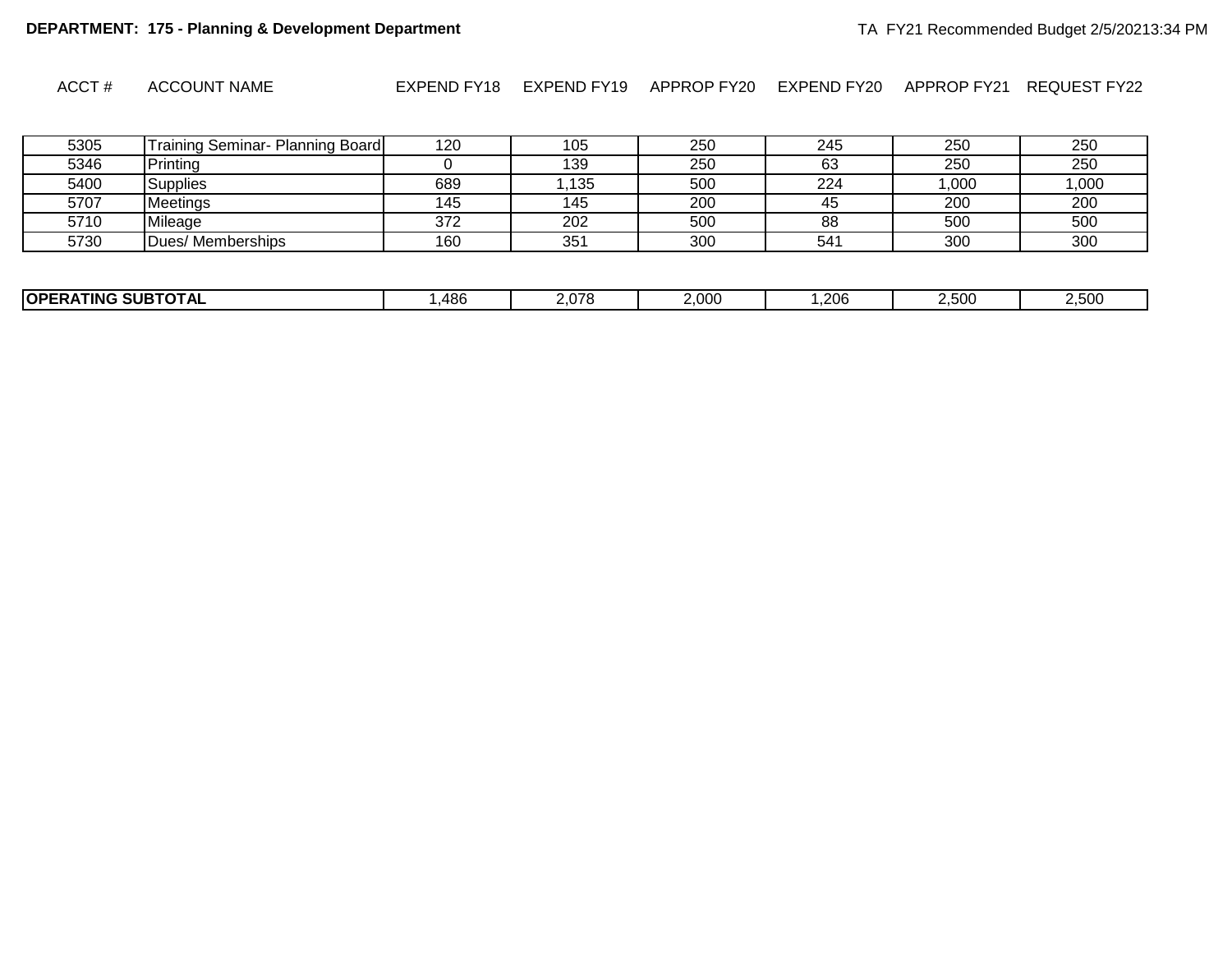**DEPARTMENT: 175 - Planning & Development Department**

TA FY21 Recommended Budget 2/5/20213:34 PM

| ACCT # | ACCOUNT NAME | EXPEND FY18 | EXPEND FY19 | APPROP FY20 | EXPEND FY20 | APPROP FY21 | REQUEST FY22 |
|---|---|---|---|---|---|---|---|
| 5305 | Training Seminar- Planning Board | 120 | 105 | 250 | 245 | 250 | 250 |
| 5346 | Printing | 0 | 139 | 250 | 63 | 250 | 250 |
| 5400 | Supplies | 689 | 1,135 | 500 | 224 | 1,000 | 1,000 |
| 5707 | Meetings | 145 | 145 | 200 | 45 | 200 | 200 |
| 5710 | Mileage | 372 | 202 | 500 | 88 | 500 | 500 |
| 5730 | Dues/ Memberships | 160 | 351 | 300 | 541 | 300 | 300 |
| **OPERATING SUBTOTAL** | | 1,486 | 2,078 | 2,000 | 1,206 | 2,500 | 2,500 |